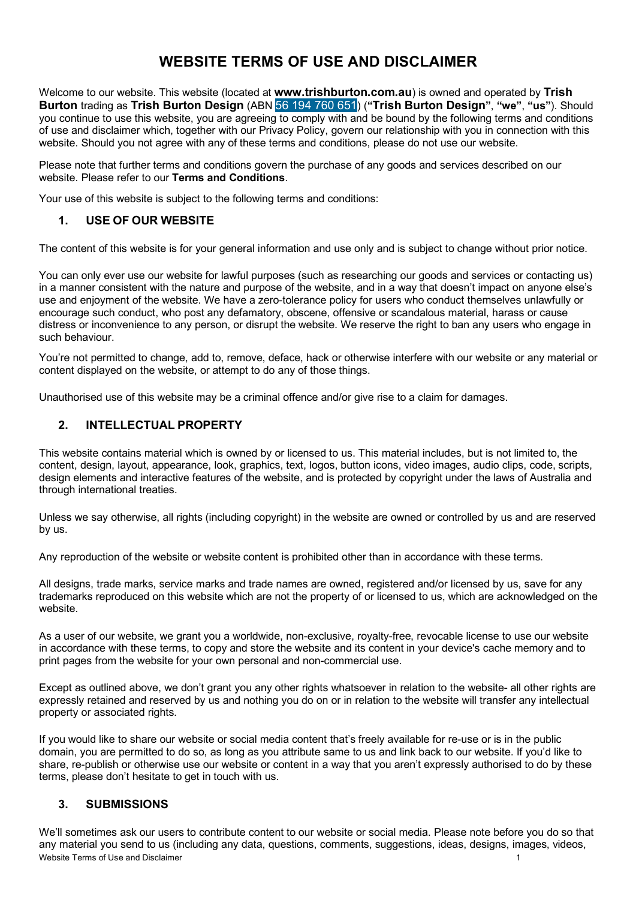# WEBSITE TERMS OF USE AND DISCLAIMER

Welcome to our website. This website (located at **www.trishburton.com.au**) is owned and operated by **Trish Burton** trading as **Trish Burton Design** (ABN 56 194 760 651) (**"Trish Burton Design"**, **"we"**, **"us"**). Should you continue to use this website, you are agreeing to comply with and be bound by the following terms and conditions of use and disclaimer which, together with our Privacy Policy, govern our relationship with you in connection with this website. Should you not agree with any of these terms and conditions, please do not use our website.

Please note that further terms and conditions govern the purchase of any goods and services described on our website. Please refer to our **Terms and Conditions**.

Your use of this website is subject to the following terms and conditions:

## 1. USE OF OUR WEBSITE

The content of this website is for your general information and use only and is subject to change without prior notice.

You can only ever use our website for lawful purposes (such as researching our goods and services or contacting us) in a manner consistent with the nature and purpose of the website, and in a way that doesn't impact on anyone else's use and enjoyment of the website. We have a zero-tolerance policy for users who conduct themselves unlawfully or encourage such conduct, who post any defamatory, obscene, offensive or scandalous material, harass or cause distress or inconvenience to any person, or disrupt the website. We reserve the right to ban any users who engage in such behaviour.

You're not permitted to change, add to, remove, deface, hack or otherwise interfere with our website or any material or content displayed on the website, or attempt to do any of those things.

Unauthorised use of this website may be a criminal offence and/or give rise to a claim for damages.

## 2. INTELLECTUAL PROPERTY

This website contains material which is owned by or licensed to us. This material includes, but is not limited to, the content, design, layout, appearance, look, graphics, text, logos, button icons, video images, audio clips, code, scripts, design elements and interactive features of the website, and is protected by copyright under the laws of Australia and through international treaties.

Unless we say otherwise, all rights (including copyright) in the website are owned or controlled by us and are reserved by us.

Any reproduction of the website or website content is prohibited other than in accordance with these terms.

All designs, trade marks, service marks and trade names are owned, registered and/or licensed by us, save for any trademarks reproduced on this website which are not the property of or licensed to us, which are acknowledged on the website.

As a user of our website, we grant you a worldwide, non-exclusive, royalty-free, revocable license to use our website in accordance with these terms, to copy and store the website and its content in your device's cache memory and to print pages from the website for your own personal and non-commercial use.

Except as outlined above, we don't grant you any other rights whatsoever in relation to the website- all other rights are expressly retained and reserved by us and nothing you do on or in relation to the website will transfer any intellectual property or associated rights.

If you would like to share our website or social media content that's freely available for re-use or is in the public domain, you are permitted to do so, as long as you attribute same to us and link back to our website. If you'd like to share, re-publish or otherwise use our website or content in a way that you aren't expressly authorised to do by these terms, please don't hesitate to get in touch with us.

## 3. SUBMISSIONS

We'll sometimes ask our users to contribute content to our website or social media. Please note before you do so that any material you send to us (including any data, questions, comments, suggestions, ideas, designs, images, videos,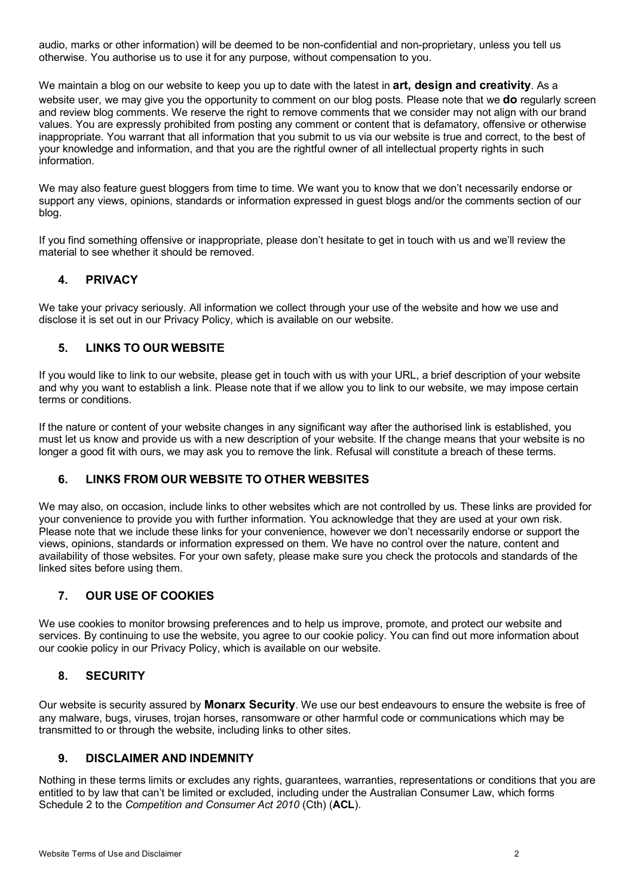audio, marks or other information) will be deemed to be non-confidential and non-proprietary, unless you tell us otherwise. You authorise us to use it for any purpose, without compensation to you.

We maintain a blog on our website to keep you up to date with the latest in **art, design and creativity**. As a website user, we may give you the opportunity to comment on our blog posts. Please note that we **do** regularly screen and review blog comments. We reserve the right to remove comments that we consider may not align with our brand values. You are expressly prohibited from posting any comment or content that is defamatory, offensive or otherwise inappropriate. You warrant that all information that you submit to us via our website is true and correct, to the best of your knowledge and information, and that you are the rightful owner of all intellectual property rights in such information.

We may also feature guest bloggers from time to time. We want you to know that we don't necessarily endorse or support any views, opinions, standards or information expressed in guest blogs and/or the comments section of our blog.

If you find something offensive or inappropriate, please don't hesitate to get in touch with us and we'll review the material to see whether it should be removed.

## 4. PRIVACY

We take your privacy seriously. All information we collect through your use of the website and how we use and disclose it is set out in our Privacy Policy, which is available on our website.

## 5. LINKS TO OUR WEBSITE

If you would like to link to our website, please get in touch with us with your URL, a brief description of your website and why you want to establish a link. Please note that if we allow you to link to our website, we may impose certain terms or conditions.

If the nature or content of your website changes in any significant way after the authorised link is established, you must let us know and provide us with a new description of your website. If the change means that your website is no longer a good fit with ours, we may ask you to remove the link. Refusal will constitute a breach of these terms.

## 6. LINKS FROM OUR WEBSITE TO OTHER WEBSITES

We may also, on occasion, include links to other websites which are not controlled by us. These links are provided for your convenience to provide you with further information. You acknowledge that they are used at your own risk. Please note that we include these links for your convenience, however we don't necessarily endorse or support the views, opinions, standards or information expressed on them. We have no control over the nature, content and availability of those websites. For your own safety, please make sure you check the protocols and standards of the linked sites before using them.

## 7. OUR USE OF COOKIES

We use cookies to monitor browsing preferences and to help us improve, promote, and protect our website and services. By continuing to use the website, you agree to our cookie policy. You can find out more information about our cookie policy in our Privacy Policy, which is available on our website.

## 8. SECURITY

Our website is security assured by **Monarx Security**. We use our best endeavours to ensure the website is free of any malware, bugs, viruses, trojan horses, ransomware or other harmful code or communications which may be transmitted to or through the website, including links to other sites.

## 9. DISCLAIMER AND INDEMNITY

Nothing in these terms limits or excludes any rights, guarantees, warranties, representations or conditions that you are entitled to by law that can't be limited or excluded, including under the Australian Consumer Law, which forms Schedule 2 to the *Competition and Consumer Act 2010* (Cth) (**ACL**).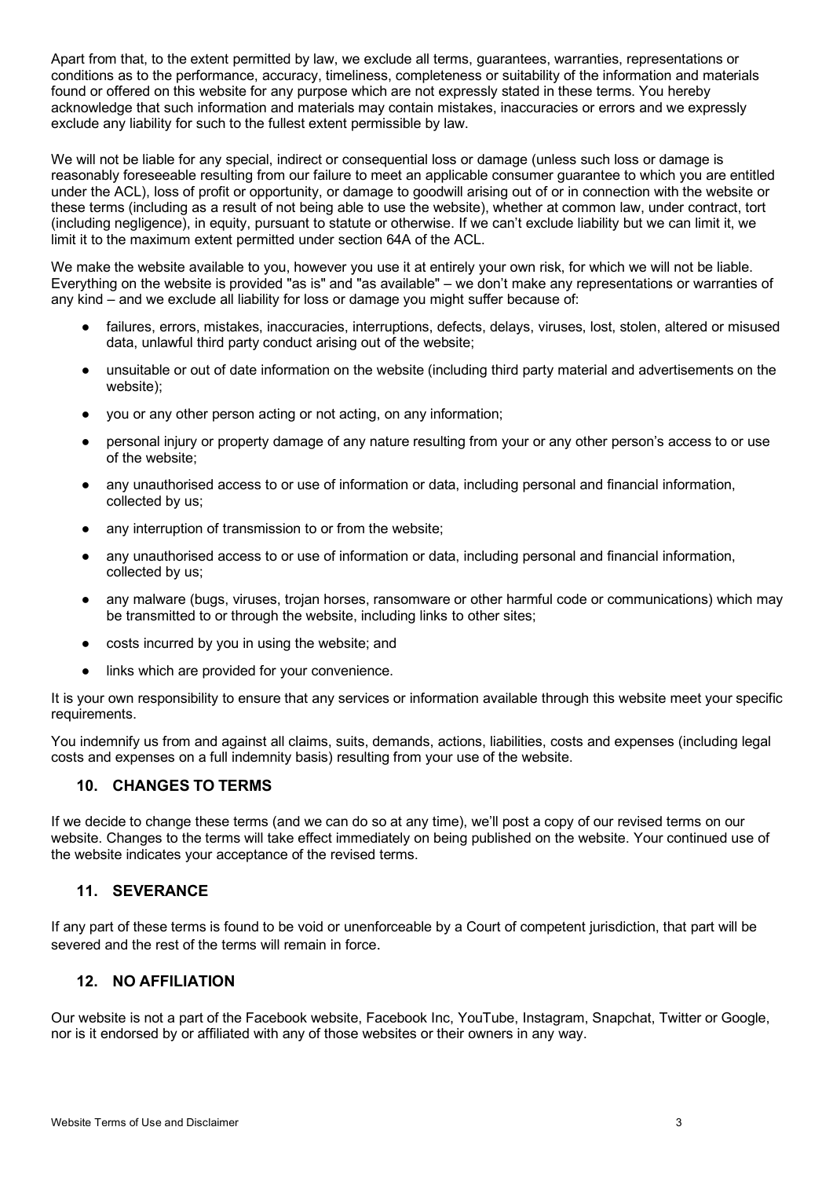Apart from that, to the extent permitted by law, we exclude all terms, guarantees, warranties, representations or conditions as to the performance, accuracy, timeliness, completeness or suitability of the information and materials found or offered on this website for any purpose which are not expressly stated in these terms. You hereby acknowledge that such information and materials may contain mistakes, inaccuracies or errors and we expressly exclude any liability for such to the fullest extent permissible by law.

We will not be liable for any special, indirect or consequential loss or damage (unless such loss or damage is reasonably foreseeable resulting from our failure to meet an applicable consumer guarantee to which you are entitled under the ACL), loss of profit or opportunity, or damage to goodwill arising out of or in connection with the website or these terms (including as a result of not being able to use the website), whether at common law, under contract, tort (including negligence), in equity, pursuant to statute or otherwise. If we can't exclude liability but we can limit it, we limit it to the maximum extent permitted under section 64A of the ACL.

We make the website available to you, however you use it at entirely your own risk, for which we will not be liable. Everything on the website is provided "as is" and "as available" – we don't make any representations or warranties of any kind – and we exclude all liability for loss or damage you might suffer because of:

- failures, errors, mistakes, inaccuracies, interruptions, defects, delays, viruses, lost, stolen, altered or misused data, unlawful third party conduct arising out of the website;
- unsuitable or out of date information on the website (including third party material and advertisements on the website);
- you or any other person acting or not acting, on any information;
- personal injury or property damage of any nature resulting from your or any other person's access to or use of the website;
- any unauthorised access to or use of information or data, including personal and financial information, collected by us;
- any interruption of transmission to or from the website;
- any unauthorised access to or use of information or data, including personal and financial information, collected by us;
- any malware (bugs, viruses, trojan horses, ransomware or other harmful code or communications) which may be transmitted to or through the website, including links to other sites;
- costs incurred by you in using the website; and
- links which are provided for your convenience.

It is your own responsibility to ensure that any services or information available through this website meet your specific requirements.

You indemnify us from and against all claims, suits, demands, actions, liabilities, costs and expenses (including legal costs and expenses on a full indemnity basis) resulting from your use of the website.

## 10. CHANGES TO TERMS

If we decide to change these terms (and we can do so at any time), we'll post a copy of our revised terms on our website. Changes to the terms will take effect immediately on being published on the website. Your continued use of the website indicates your acceptance of the revised terms.

## 11. SEVERANCE

If any part of these terms is found to be void or unenforceable by a Court of competent jurisdiction, that part will be severed and the rest of the terms will remain in force.

## 12. NO AFFILIATION

Our website is not a part of the Facebook website, Facebook Inc, YouTube, Instagram, Snapchat, Twitter or Google, nor is it endorsed by or affiliated with any of those websites or their owners in any way.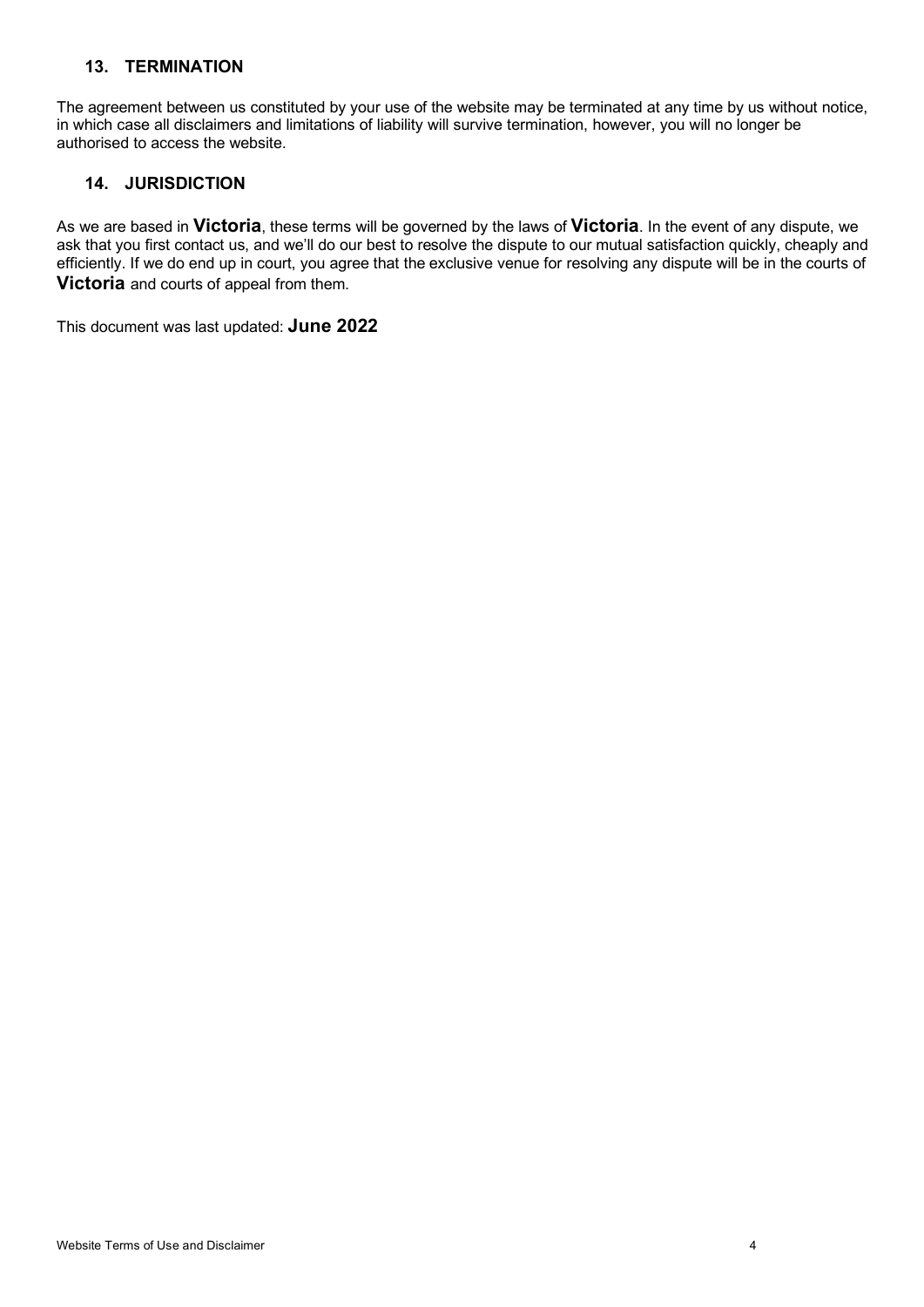## 13. TERMINATION

The agreement between us constituted by your use of the website may be terminated at any time by us without notice, in which case all disclaimers and limitations of liability will survive termination, however, you will no longer be authorised to access the website.

## 14. JURISDICTION

As we are based in **Victoria**, these terms will be governed by the laws of **Victoria**. In the event of any dispute, we ask that you first contact us, and we'll do our best to resolve the dispute to our mutual satisfaction quickly, cheaply and efficiently. If we do end up in court, you agree that the exclusive venue for resolving any dispute will be in the courts of **Victoria** and courts of appeal from them.

This document was last updated: **June 2022**